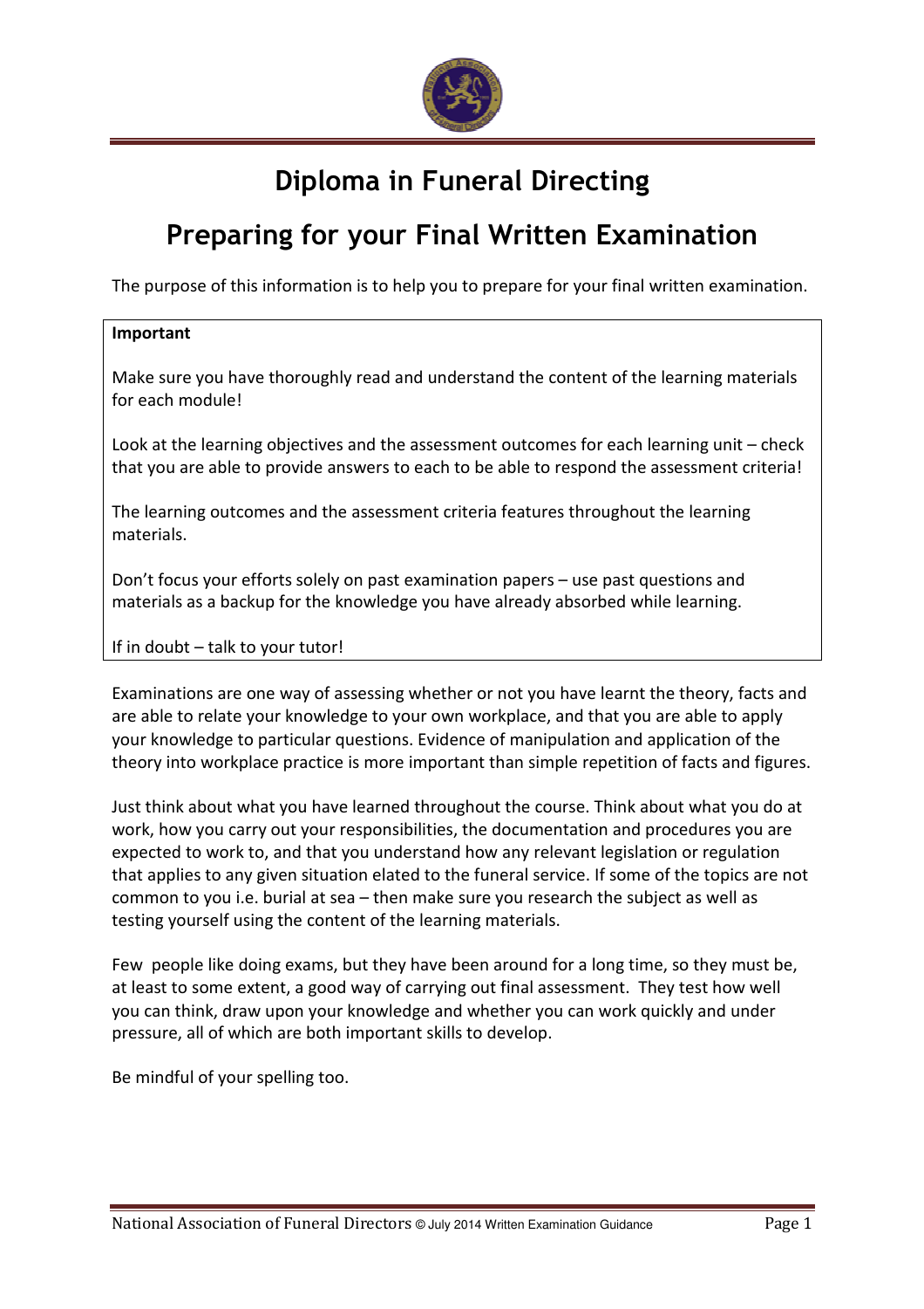# Diploma in Funeral Directing

## Preparing for your Final Written Examination

The purpose of this information is to help you to prepare for your final written examination.

> **Important**
>
> Make sure you have thoroughly read and understand the content of the learning materials for each module!
>
> Look at the learning objectives and the assessment outcomes for each learning unit – check that you are able to provide answers to each to be able to respond the assessment criteria!
>
> The learning outcomes and the assessment criteria features throughout the learning materials.
>
> Don't focus your efforts solely on past examination papers – use past questions and materials as a backup for the knowledge you have already absorbed while learning.
>
> If in doubt – talk to your tutor!

Examinations are one way of assessing whether or not you have learnt the theory, facts and are able to relate your knowledge to your own workplace, and that you are able to apply your knowledge to particular questions. Evidence of manipulation and application of the theory into workplace practice is more important than simple repetition of facts and figures.

Just think about what you have learned throughout the course. Think about what you do at work, how you carry out your responsibilities, the documentation and procedures you are expected to work to, and that you understand how any relevant legislation or regulation that applies to any given situation elated to the funeral service. If some of the topics are not common to you i.e. burial at sea – then make sure you research the subject as well as testing yourself using the content of the learning materials.

Few people like doing exams, but they have been around for a long time, so they must be, at least to some extent, a good way of carrying out final assessment. They test how well you can think, draw upon your knowledge and whether you can work quickly and under pressure, all of which are both important skills to develop.

Be mindful of your spelling too.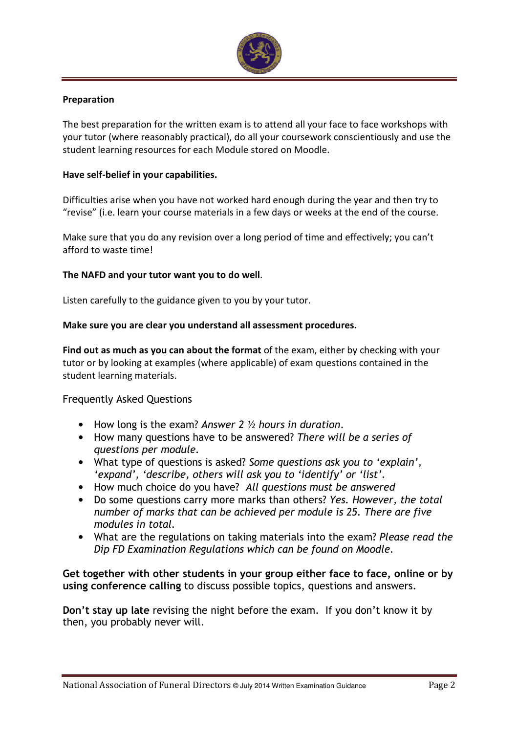**Preparation**

The best preparation for the written exam is to attend all your face to face workshops with your tutor (where reasonably practical), do all your coursework conscientiously and use the student learning resources for each Module stored on Moodle.

**Have self-belief in your capabilities.**

Difficulties arise when you have not worked hard enough during the year and then try to "revise" (i.e. learn your course materials in a few days or weeks at the end of the course.

Make sure that you do any revision over a long period of time and effectively; you can't afford to waste time!

**The NAFD and your tutor want you to do well**.

Listen carefully to the guidance given to you by your tutor.

**Make sure you are clear you understand all assessment procedures.**

**Find out as much as you can about the format** of the exam, either by checking with your tutor or by looking at examples (where applicable) of exam questions contained in the student learning materials.

Frequently Asked Questions

- How long is the exam? *Answer 2 ½ hours in duration.*
- How many questions have to be answered? *There will be a series of questions per module.*
- What type of questions is asked? *Some questions ask you to 'explain', 'expand', 'describe, others will ask you to 'identify' or 'list'.*
- How much choice do you have? *All questions must be answered*
- Do some questions carry more marks than others? *Yes. However, the total number of marks that can be achieved per module is 25. There are five modules in total.*
- What are the regulations on taking materials into the exam? *Please read the Dip FD Examination Regulations which can be found on Moodle.*

**Get together with other students in your group either face to face, online or by using conference calling** to discuss possible topics, questions and answers.

**Don't stay up late** revising the night before the exam. If you don't know it by then, you probably never will.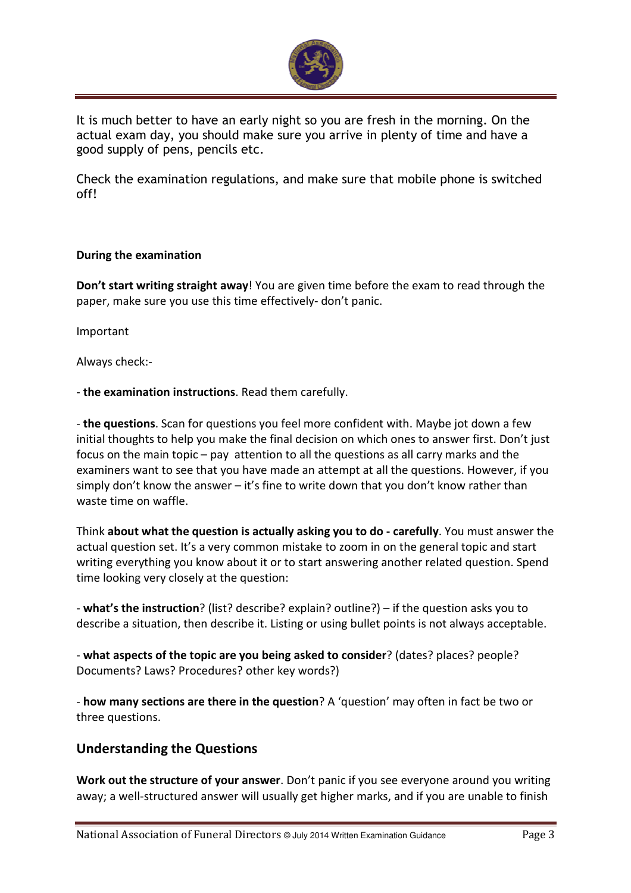It is much better to have an early night so you are fresh in the morning. On the actual exam day, you should make sure you arrive in plenty of time and have a good supply of pens, pencils etc.

Check the examination regulations, and make sure that mobile phone is switched off!

**During the examination**

**Don't start writing straight away**! You are given time before the exam to read through the paper, make sure you use this time effectively- don't panic.

Important

Always check:-

- **the examination instructions**. Read them carefully.

- **the questions**. Scan for questions you feel more confident with. Maybe jot down a few initial thoughts to help you make the final decision on which ones to answer first. Don't just focus on the main topic – pay attention to all the questions as all carry marks and the examiners want to see that you have made an attempt at all the questions. However, if you simply don't know the answer – it's fine to write down that you don't know rather than waste time on waffle.

Think **about what the question is actually asking you to do - carefully**. You must answer the actual question set. It's a very common mistake to zoom in on the general topic and start writing everything you know about it or to start answering another related question. Spend time looking very closely at the question:

- **what's the instruction**? (list? describe? explain? outline?) – if the question asks you to describe a situation, then describe it. Listing or using bullet points is not always acceptable.

- **what aspects of the topic are you being asked to consider**? (dates? places? people? Documents? Laws? Procedures? other key words?)

- **how many sections are there in the question**? A 'question' may often in fact be two or three questions.

## Understanding the Questions

**Work out the structure of your answer**. Don't panic if you see everyone around you writing away; a well-structured answer will usually get higher marks, and if you are unable to finish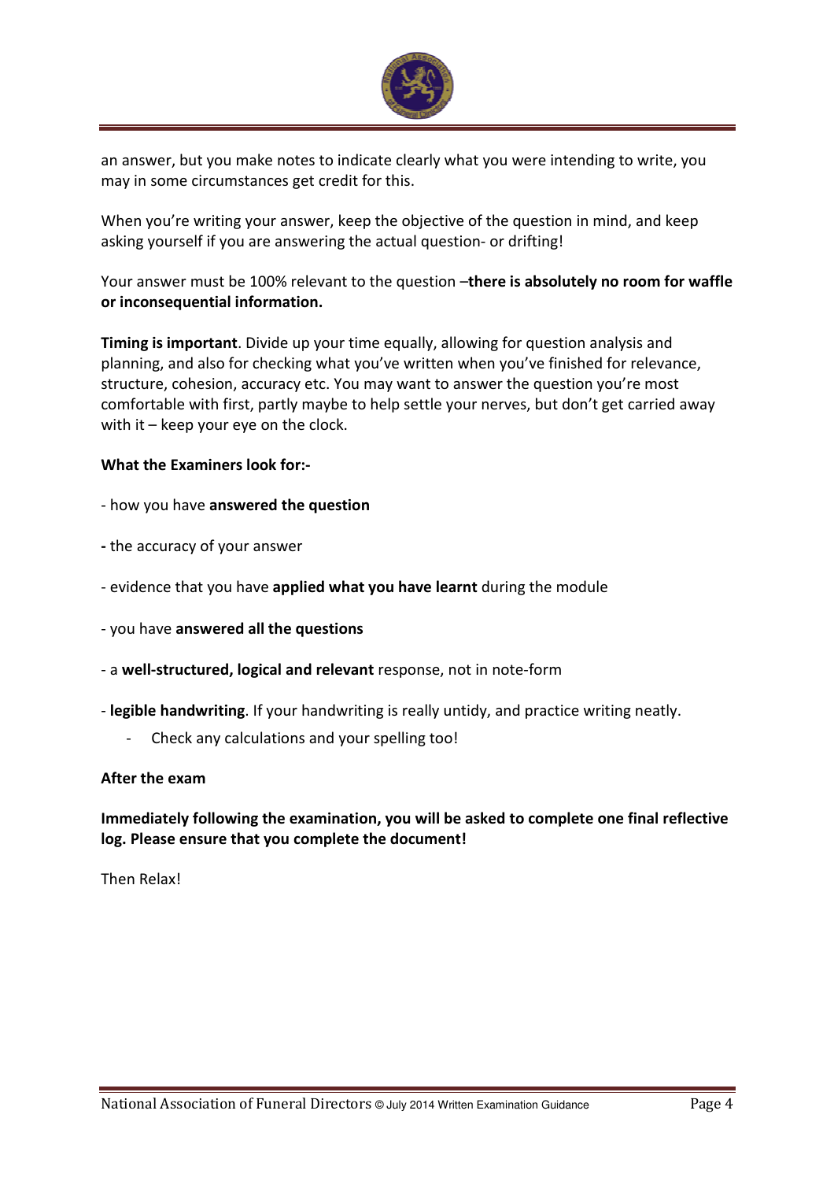an answer, but you make notes to indicate clearly what you were intending to write, you may in some circumstances get credit for this.

When you're writing your answer, keep the objective of the question in mind, and keep asking yourself if you are answering the actual question- or drifting!

Your answer must be 100% relevant to the question –**there is absolutely no room for waffle or inconsequential information.**

**Timing is important**. Divide up your time equally, allowing for question analysis and planning, and also for checking what you've written when you've finished for relevance, structure, cohesion, accuracy etc. You may want to answer the question you're most comfortable with first, partly maybe to help settle your nerves, but don't get carried away with it – keep your eye on the clock.

**What the Examiners look for:-**

- how you have **answered the question**

- the accuracy of your answer

- evidence that you have **applied what you have learnt** during the module

- you have **answered all the questions**

- a **well-structured, logical and relevant** response, not in note-form

- **legible handwriting**. If your handwriting is really untidy, and practice writing neatly.
    - Check any calculations and your spelling too!

**After the exam**

**Immediately following the examination, you will be asked to complete one final reflective log. Please ensure that you complete the document!**

Then Relax!